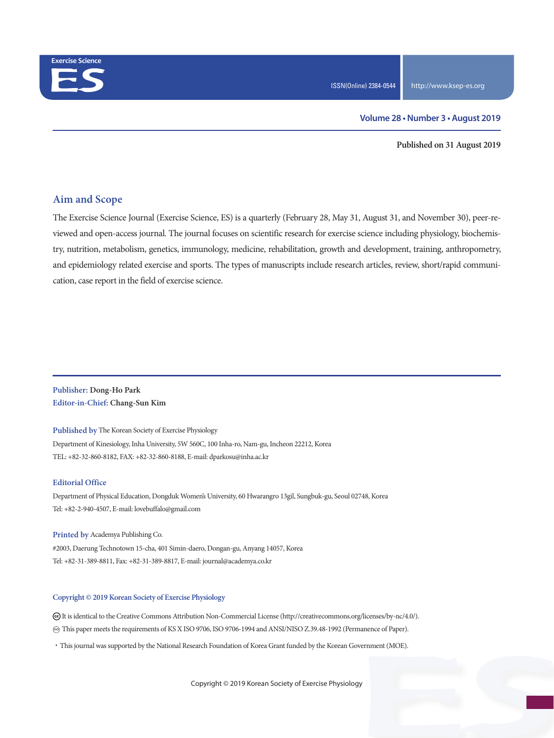Exercise Science

# ES

ISSN(Online) 2384-0544

http://www.ksep-es.org

**Volume 28 • Number 3 • August 2019**

**Published on 31 August 2019**

## Aim and Scope

The Exercise Science Journal (Exercise Science, ES) is a quarterly (February 28, May 31, August 31, and November 30), peer-reviewed and open-access journal. The journal focuses on scientific research for exercise science including physiology, biochemistry, nutrition, metabolism, genetics, immunology, medicine, rehabilitation, growth and development, training, anthropometry, and epidemiology related exercise and sports. The types of manuscripts include research articles, review, short/rapid communication, case report in the field of exercise science.

**Publisher:** Dong-Ho Park
**Editor-in-Chief:** Chang-Sun Kim

**Published by** The Korean Society of Exercise Physiology
Department of Kinesiology, Inha University, 5W 560C, 100 Inha-ro, Nam-gu, Incheon 22212, Korea
TEL: +82-32-860-8182, FAX: +82-32-860-8188, E-mail: dparkosu@inha.ac.kr

**Editorial Office**
Department of Physical Education, Dongduk Women's University, 60 Hwarangro 13gil, Sungbuk-gu, Seoul 02748, Korea
Tel: +82-2-940-4507, E-mail: lovebuffalo@gmail.com

**Printed by** Academya Publishing Co.
#2003, Daerung Technotown 15-cha, 401 Simin-daero, Dongan-gu, Anyang 14057, Korea
Tel: +82-31-389-8811, Fax: +82-31-389-8817, E-mail: journal@academya.co.kr

**Copyright © 2019 Korean Society of Exercise Physiology**

It is identical to the Creative Commons Attribution Non-Commercial License (http://creativecommons.org/licenses/by-nc/4.0/).

This paper meets the requirements of KS X ISO 9706, ISO 9706-1994 and ANSI/NISO Z.39.48-1992 (Permanence of Paper).

・This journal was supported by the National Research Foundation of Korea Grant funded by the Korean Government (MOE).

Copyright © 2019 Korean Society of Exercise Physiology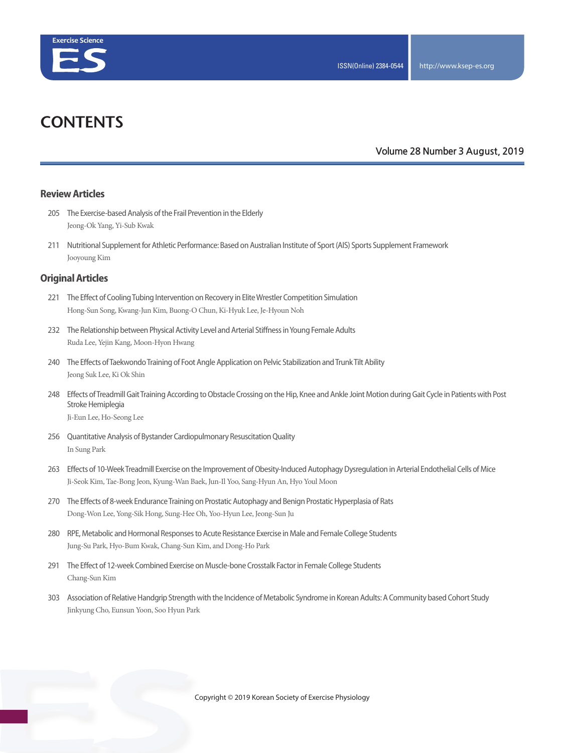# CONTENTS

Volume 28 Number 3 August, 2019

## Review Articles

205 The Exercise-based Analysis of the Frail Prevention in the Elderly
Jeong-Ok Yang, Yi-Sub Kwak

211 Nutritional Supplement for Athletic Performance: Based on Australian Institute of Sport (AIS) Sports Supplement Framework
Jooyoung Kim

## Original Articles

221 The Effect of Cooling Tubing Intervention on Recovery in Elite Wrestler Competition Simulation
Hong-Sun Song, Kwang-Jun Kim, Buong-O Chun, Ki-Hyuk Lee, Je-Hyoun Noh

232 The Relationship between Physical Activity Level and Arterial Stiffness in Young Female Adults
Ruda Lee, Yejin Kang, Moon-Hyon Hwang

240 The Effects of Taekwondo Training of Foot Angle Application on Pelvic Stabilization and Trunk Tilt Ability
Jeong Suk Lee, Ki Ok Shin

248 Effects of Treadmill Gait Training According to Obstacle Crossing on the Hip, Knee and Ankle Joint Motion during Gait Cycle in Patients with Post Stroke Hemiplegia
Ji-Eun Lee, Ho-Seong Lee

256 Quantitative Analysis of Bystander Cardiopulmonary Resuscitation Quality
In Sung Park

263 Effects of 10-Week Treadmill Exercise on the Improvement of Obesity-Induced Autophagy Dysregulation in Arterial Endothelial Cells of Mice
Ji-Seok Kim, Tae-Bong Jeon, Kyung-Wan Baek, Jun-Il Yoo, Sang-Hyun An, Hyo Youl Moon

270 The Effects of 8-week Endurance Training on Prostatic Autophagy and Benign Prostatic Hyperplasia of Rats
Dong-Won Lee, Yong-Sik Hong, Sung-Hee Oh, Yoo-Hyun Lee, Jeong-Sun Ju

280 RPE, Metabolic and Hormonal Responses to Acute Resistance Exercise in Male and Female College Students
Jung-Su Park, Hyo-Bum Kwak, Chang-Sun Kim, and Dong-Ho Park

291 The Effect of 12-week Combined Exercise on Muscle-bone Crosstalk Factor in Female College Students
Chang-Sun Kim

303 Association of Relative Handgrip Strength with the Incidence of Metabolic Syndrome in Korean Adults: A Community based Cohort Study
Jinkyung Cho, Eunsun Yoon, Soo Hyun Park

Copyright © 2019 Korean Society of Exercise Physiology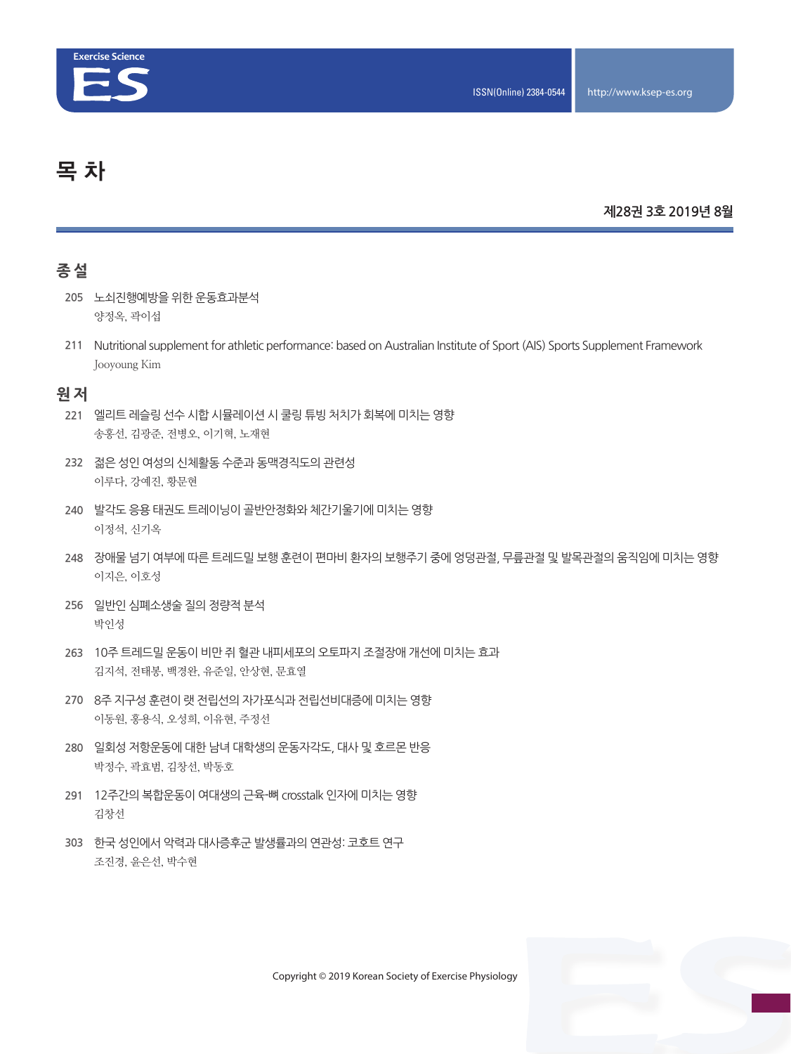# 목 차

**제28권 3호 2019년 8월**

## 종 설

205 노쇠진행예방을 위한 운동효과분석
양정옥, 곽이섭

211 Nutritional supplement for athletic performance: based on Australian Institute of Sport (AIS) Sports Supplement Framework
Jooyoung Kim

## 원 저

221 엘리트 레슬링 선수 시합 시뮬레이션 시 쿨링 튜빙 처치가 회복에 미치는 영향
송홍선, 김광준, 전병오, 이기혁, 노재현

232 젊은 성인 여성의 신체활동 수준과 동맥경직도의 관련성
이루다, 강예진, 황문현

240 발각도 응용 태권도 트레이닝이 골반안정화와 체간기울기에 미치는 영향
이정석, 신기옥

248 장애물 넘기 여부에 따른 트레드밀 보행 훈련이 편마비 환자의 보행주기 중에 엉덩관절, 무릎관절 및 발목관절의 움직임에 미치는 영향
이지은, 이호성

256 일반인 심폐소생술 질의 정량적 분석
박인성

263 10주 트레드밀 운동이 비만 쥐 혈관 내피세포의 오토파지 조절장애 개선에 미치는 효과
김지석, 전태봉, 백경완, 유준일, 안상현, 문효열

270 8주 지구성 훈련이 랫 전립선의 자가포식과 전립선비대증에 미치는 영향
이동원, 홍용식, 오성희, 이유현, 주정선

280 일회성 저항운동에 대한 남녀 대학생의 운동자각도, 대사 및 호르몬 반응
박정수, 곽효범, 김창선, 박동호

291 12주간의 복합운동이 여대생의 근육-뼈 crosstalk 인자에 미치는 영향
김창선

303 한국 성인에서 악력과 대사증후군 발생률과의 연관성: 코호트 연구
조진경, 윤은선, 박수현